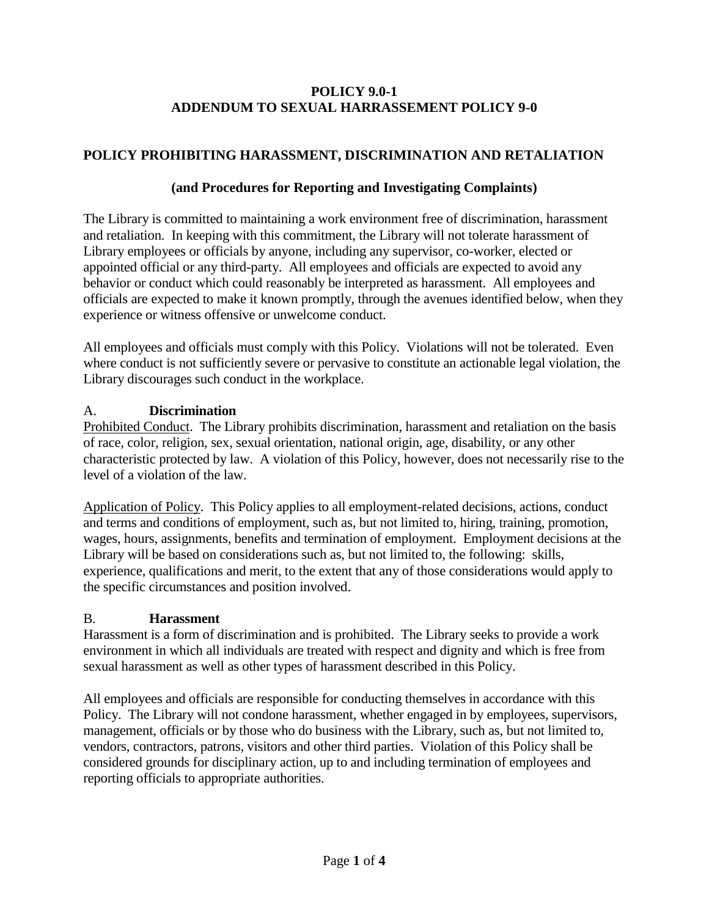# POLICY 9.0-1
# ADDENDUM TO SEXUAL HARRASSEMENT POLICY 9-0

## POLICY PROHIBITING HARASSMENT, DISCRIMINATION AND RETALIATION

### (and Procedures for Reporting and Investigating Complaints)

The Library is committed to maintaining a work environment free of discrimination, harassment and retaliation. In keeping with this commitment, the Library will not tolerate harassment of Library employees or officials by anyone, including any supervisor, co-worker, elected or appointed official or any third-party. All employees and officials are expected to avoid any behavior or conduct which could reasonably be interpreted as harassment. All employees and officials are expected to make it known promptly, through the avenues identified below, when they experience or witness offensive or unwelcome conduct.

All employees and officials must comply with this Policy. Violations will not be tolerated. Even where conduct is not sufficiently severe or pervasive to constitute an actionable legal violation, the Library discourages such conduct in the workplace.

### A. Discrimination

Prohibited Conduct. The Library prohibits discrimination, harassment and retaliation on the basis of race, color, religion, sex, sexual orientation, national origin, age, disability, or any other characteristic protected by law. A violation of this Policy, however, does not necessarily rise to the level of a violation of the law.

Application of Policy. This Policy applies to all employment-related decisions, actions, conduct and terms and conditions of employment, such as, but not limited to, hiring, training, promotion, wages, hours, assignments, benefits and termination of employment. Employment decisions at the Library will be based on considerations such as, but not limited to, the following: skills, experience, qualifications and merit, to the extent that any of those considerations would apply to the specific circumstances and position involved.

### B. Harassment

Harassment is a form of discrimination and is prohibited. The Library seeks to provide a work environment in which all individuals are treated with respect and dignity and which is free from sexual harassment as well as other types of harassment described in this Policy.

All employees and officials are responsible for conducting themselves in accordance with this Policy. The Library will not condone harassment, whether engaged in by employees, supervisors, management, officials or by those who do business with the Library, such as, but not limited to, vendors, contractors, patrons, visitors and other third parties. Violation of this Policy shall be considered grounds for disciplinary action, up to and including termination of employees and reporting officials to appropriate authorities.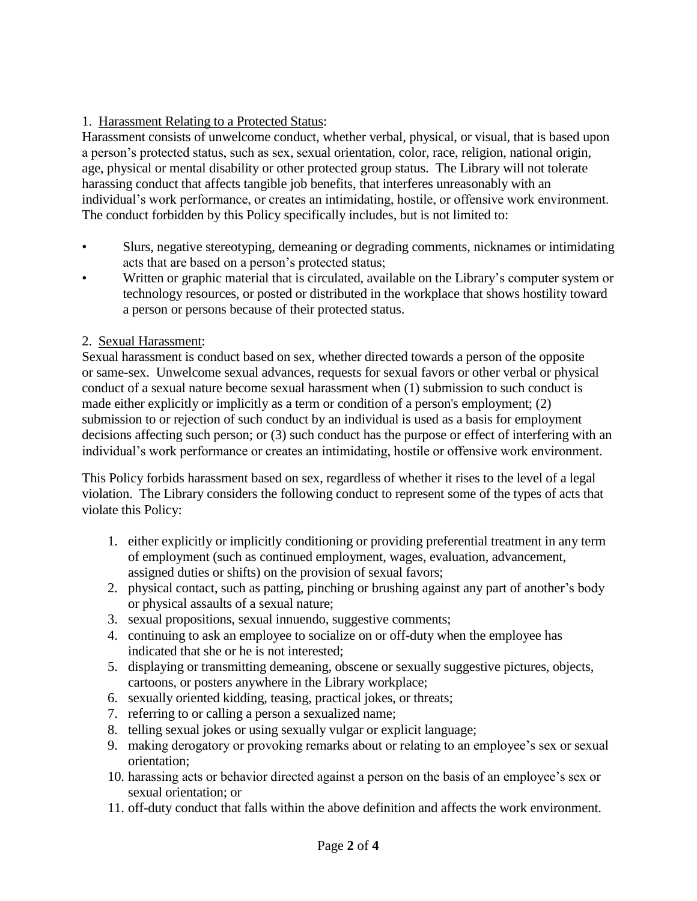1. <u>Harassment Relating to a Protected Status</u>:

Harassment consists of unwelcome conduct, whether verbal, physical, or visual, that is based upon a person's protected status, such as sex, sexual orientation, color, race, religion, national origin, age, physical or mental disability or other protected group status. The Library will not tolerate harassing conduct that affects tangible job benefits, that interferes unreasonably with an individual's work performance, or creates an intimidating, hostile, or offensive work environment. The conduct forbidden by this Policy specifically includes, but is not limited to:

- Slurs, negative stereotyping, demeaning or degrading comments, nicknames or intimidating acts that are based on a person's protected status;
- Written or graphic material that is circulated, available on the Library's computer system or technology resources, or posted or distributed in the workplace that shows hostility toward a person or persons because of their protected status.

2. <u>Sexual Harassment</u>:

Sexual harassment is conduct based on sex, whether directed towards a person of the opposite or same-sex. Unwelcome sexual advances, requests for sexual favors or other verbal or physical conduct of a sexual nature become sexual harassment when (1) submission to such conduct is made either explicitly or implicitly as a term or condition of a person's employment; (2) submission to or rejection of such conduct by an individual is used as a basis for employment decisions affecting such person; or (3) such conduct has the purpose or effect of interfering with an individual's work performance or creates an intimidating, hostile or offensive work environment.

This Policy forbids harassment based on sex, regardless of whether it rises to the level of a legal violation. The Library considers the following conduct to represent some of the types of acts that violate this Policy:

1. either explicitly or implicitly conditioning or providing preferential treatment in any term of employment (such as continued employment, wages, evaluation, advancement, assigned duties or shifts) on the provision of sexual favors;
2. physical contact, such as patting, pinching or brushing against any part of another's body or physical assaults of a sexual nature;
3. sexual propositions, sexual innuendo, suggestive comments;
4. continuing to ask an employee to socialize on or off-duty when the employee has indicated that she or he is not interested;
5. displaying or transmitting demeaning, obscene or sexually suggestive pictures, objects, cartoons, or posters anywhere in the Library workplace;
6. sexually oriented kidding, teasing, practical jokes, or threats;
7. referring to or calling a person a sexualized name;
8. telling sexual jokes or using sexually vulgar or explicit language;
9. making derogatory or provoking remarks about or relating to an employee's sex or sexual orientation;
10. harassing acts or behavior directed against a person on the basis of an employee's sex or sexual orientation; or
11. off-duty conduct that falls within the above definition and affects the work environment.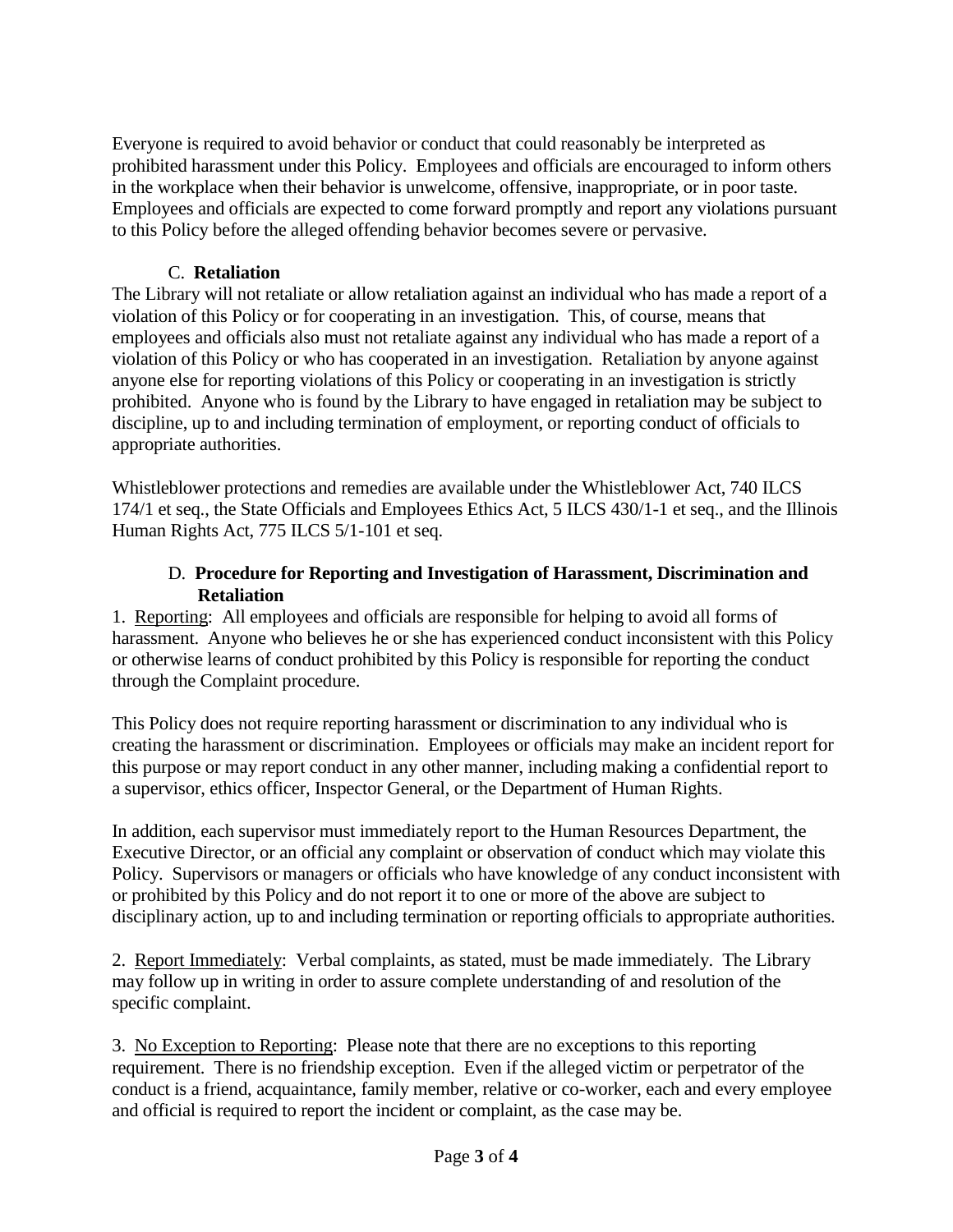Everyone is required to avoid behavior or conduct that could reasonably be interpreted as prohibited harassment under this Policy. Employees and officials are encouraged to inform others in the workplace when their behavior is unwelcome, offensive, inappropriate, or in poor taste. Employees and officials are expected to come forward promptly and report any violations pursuant to this Policy before the alleged offending behavior becomes severe or pervasive.

### C. **Retaliation**

The Library will not retaliate or allow retaliation against an individual who has made a report of a violation of this Policy or for cooperating in an investigation. This, of course, means that employees and officials also must not retaliate against any individual who has made a report of a violation of this Policy or who has cooperated in an investigation. Retaliation by anyone against anyone else for reporting violations of this Policy or cooperating in an investigation is strictly prohibited. Anyone who is found by the Library to have engaged in retaliation may be subject to discipline, up to and including termination of employment, or reporting conduct of officials to appropriate authorities.

Whistleblower protections and remedies are available under the Whistleblower Act, 740 ILCS 174/1 et seq., the State Officials and Employees Ethics Act, 5 ILCS 430/1-1 et seq., and the Illinois Human Rights Act, 775 ILCS 5/1-101 et seq.

### D. **Procedure for Reporting and Investigation of Harassment, Discrimination and Retaliation**

1. Reporting: All employees and officials are responsible for helping to avoid all forms of harassment. Anyone who believes he or she has experienced conduct inconsistent with this Policy or otherwise learns of conduct prohibited by this Policy is responsible for reporting the conduct through the Complaint procedure.

This Policy does not require reporting harassment or discrimination to any individual who is creating the harassment or discrimination. Employees or officials may make an incident report for this purpose or may report conduct in any other manner, including making a confidential report to a supervisor, ethics officer, Inspector General, or the Department of Human Rights.

In addition, each supervisor must immediately report to the Human Resources Department, the Executive Director, or an official any complaint or observation of conduct which may violate this Policy. Supervisors or managers or officials who have knowledge of any conduct inconsistent with or prohibited by this Policy and do not report it to one or more of the above are subject to disciplinary action, up to and including termination or reporting officials to appropriate authorities.

2. Report Immediately: Verbal complaints, as stated, must be made immediately. The Library may follow up in writing in order to assure complete understanding of and resolution of the specific complaint.

3. No Exception to Reporting: Please note that there are no exceptions to this reporting requirement. There is no friendship exception. Even if the alleged victim or perpetrator of the conduct is a friend, acquaintance, family member, relative or co-worker, each and every employee and official is required to report the incident or complaint, as the case may be.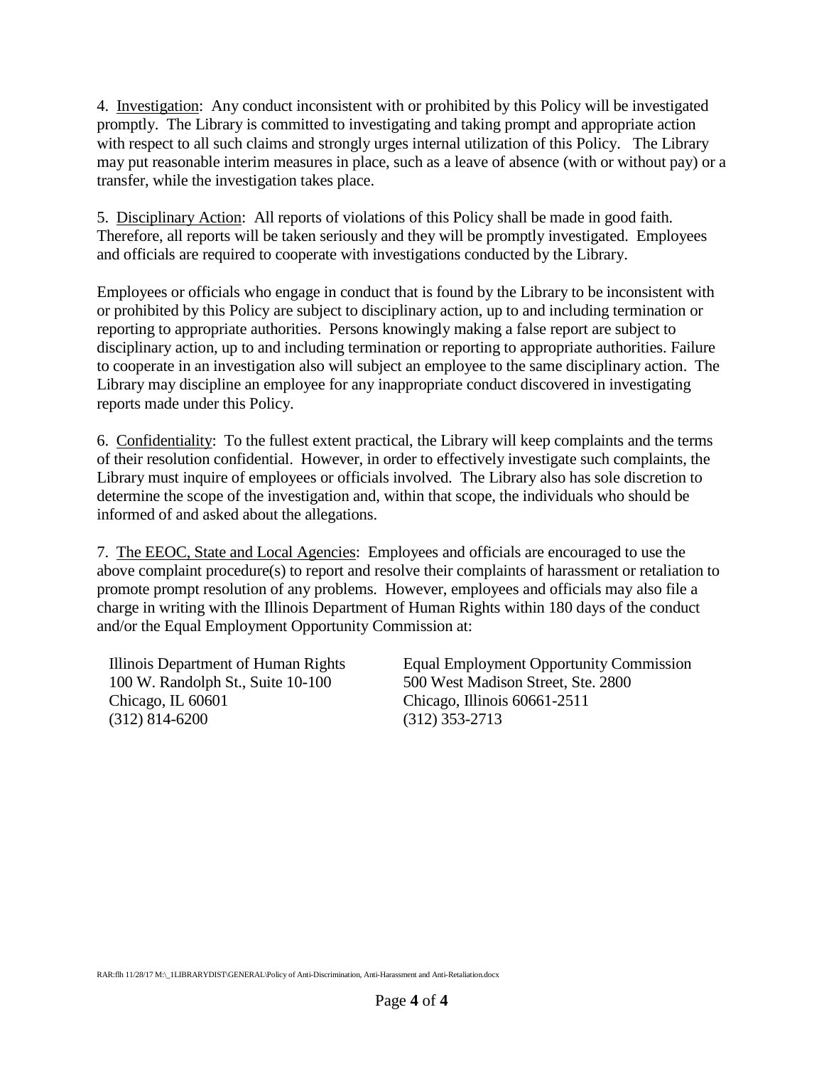4. Investigation: Any conduct inconsistent with or prohibited by this Policy will be investigated promptly. The Library is committed to investigating and taking prompt and appropriate action with respect to all such claims and strongly urges internal utilization of this Policy. The Library may put reasonable interim measures in place, such as a leave of absence (with or without pay) or a transfer, while the investigation takes place.

5. Disciplinary Action: All reports of violations of this Policy shall be made in good faith. Therefore, all reports will be taken seriously and they will be promptly investigated. Employees and officials are required to cooperate with investigations conducted by the Library.

Employees or officials who engage in conduct that is found by the Library to be inconsistent with or prohibited by this Policy are subject to disciplinary action, up to and including termination or reporting to appropriate authorities. Persons knowingly making a false report are subject to disciplinary action, up to and including termination or reporting to appropriate authorities. Failure to cooperate in an investigation also will subject an employee to the same disciplinary action. The Library may discipline an employee for any inappropriate conduct discovered in investigating reports made under this Policy.

6. Confidentiality: To the fullest extent practical, the Library will keep complaints and the terms of their resolution confidential. However, in order to effectively investigate such complaints, the Library must inquire of employees or officials involved. The Library also has sole discretion to determine the scope of the investigation and, within that scope, the individuals who should be informed of and asked about the allegations.

7. The EEOC, State and Local Agencies: Employees and officials are encouraged to use the above complaint procedure(s) to report and resolve their complaints of harassment or retaliation to promote prompt resolution of any problems. However, employees and officials may also file a charge in writing with the Illinois Department of Human Rights within 180 days of the conduct and/or the Equal Employment Opportunity Commission at:

Illinois Department of Human Rights
100 W. Randolph St., Suite 10-100
Chicago, IL 60601
(312) 814-6200

Equal Employment Opportunity Commission
500 West Madison Street, Ste. 2800
Chicago, Illinois 60661-2511
(312) 353-2713

RAR:flh 11/28/17 M:\_1LIBRARYDIST\GENERAL\Policy of Anti-Discrimination, Anti-Harassment and Anti-Retaliation.docx